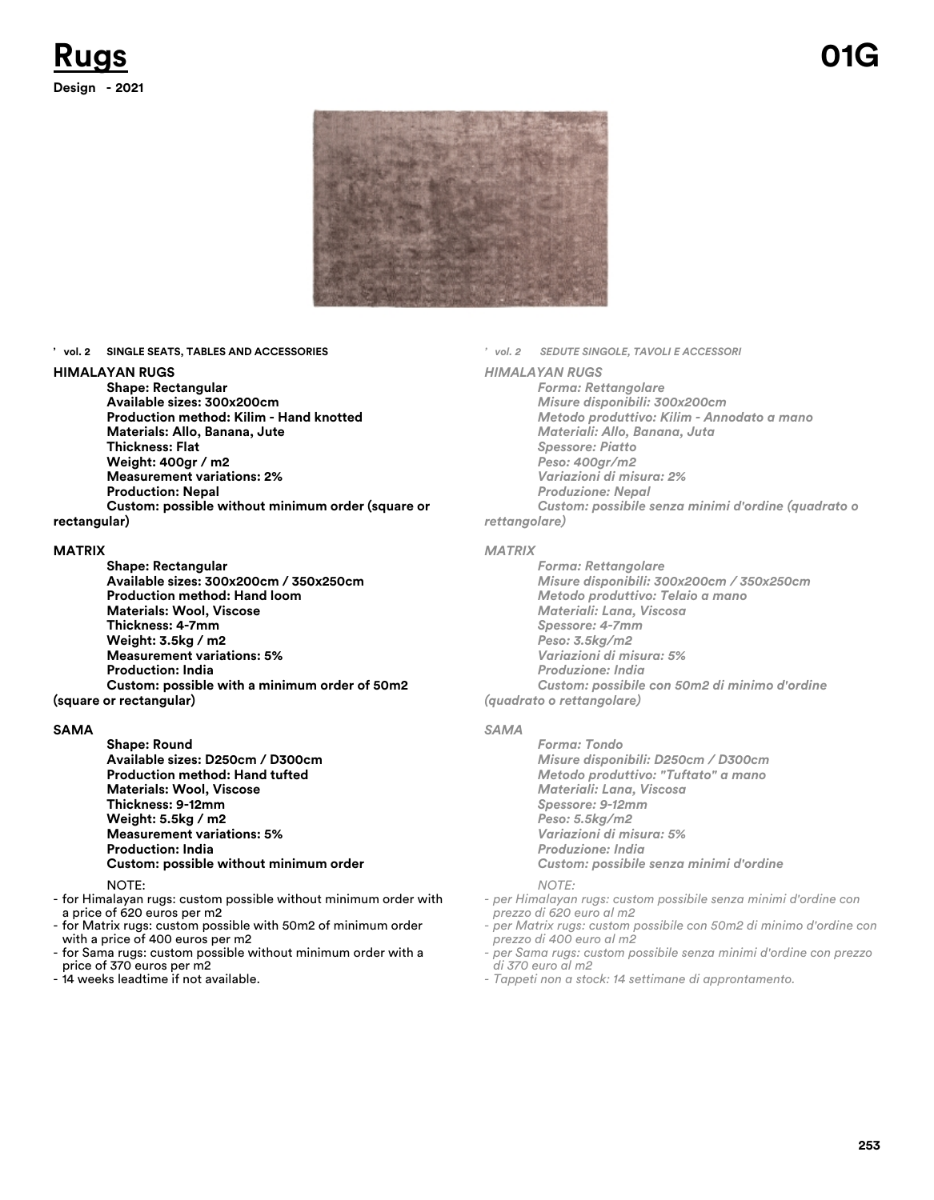# Rugs

**01G**

**Design - 2021**

**' vol. 2 SINGLE SEATS, TABLES AND ACCESSORIES**

**HIMALAYAN RUGS**

**Shape: Rectangular**
**Available sizes: 300x200cm**
**Production method: Kilim - Hand knotted**
**Materials: Allo, Banana, Jute**
**Thickness: Flat**
**Weight: 400gr / m2**
**Measurement variations: 2%**
**Production: Nepal**
**Custom: possible without minimum order (square or rectangular)**

**MATRIX**

**Shape: Rectangular**
**Available sizes: 300x200cm / 350x250cm**
**Production method: Hand loom**
**Materials: Wool, Viscose**
**Thickness: 4-7mm**
**Weight: 3.5kg / m2**
**Measurement variations: 5%**
**Production: India**
**Custom: possible with a minimum order of 50m2 (square or rectangular)**

**SAMA**

**Shape: Round**
**Available sizes: D250cm / D300cm**
**Production method: Hand tufted**
**Materials: Wool, Viscose**
**Thickness: 9-12mm**
**Weight: 5.5kg / m2**
**Measurement variations: 5%**
**Production: India**
**Custom: possible without minimum order**

NOTE:
- for Himalayan rugs: custom possible without minimum order with a price of 620 euros per m2
- for Matrix rugs: custom possible with 50m2 of minimum order with a price of 400 euros per m2
- for Sama rugs: custom possible without minimum order with a price of 370 euros per m2
- 14 weeks leadtime if not available.

*' vol. 2 SEDUTE SINGOLE, TAVOLI E ACCESSORI*

*HIMALAYAN RUGS*

*Forma: Rettangolare*
*Misure disponibili: 300x200cm*
*Metodo produttivo: Kilim - Annodato a mano*
*Materiali: Allo, Banana, Juta*
*Spessore: Piatto*
*Peso: 400gr/m2*
*Variazioni di misura: 2%*
*Produzione: Nepal*
*Custom: possibile senza minimi d'ordine (quadrato o rettangolare)*

*MATRIX*

*Forma: Rettangolare*
*Misure disponibili: 300x200cm / 350x250cm*
*Metodo produttivo: Telaio a mano*
*Materiali: Lana, Viscosa*
*Spessore: 4-7mm*
*Peso: 3.5kg/m2*
*Variazioni di misura: 5%*
*Produzione: India*
*Custom: possibile con 50m2 di minimo d'ordine (quadrato o rettangolare)*

*SAMA*

*Forma: Tondo*
*Misure disponibili: D250cm / D300cm*
*Metodo produttivo: "Tuftato" a mano*
*Materiali: Lana, Viscosa*
*Spessore: 9-12mm*
*Peso: 5.5kg/m2*
*Variazioni di misura: 5%*
*Produzione: India*
*Custom: possibile senza minimi d'ordine*

*NOTE:*
- *per Himalayan rugs: custom possibile senza minimi d'ordine con prezzo di 620 euro al m2*
- *per Matrix rugs: custom possibile con 50m2 di minimo d'ordine con prezzo di 400 euro al m2*
- *per Sama rugs: custom possibile senza minimi d'ordine con prezzo di 370 euro al m2*
- *Tappeti non a stock: 14 settimane di approntamento.*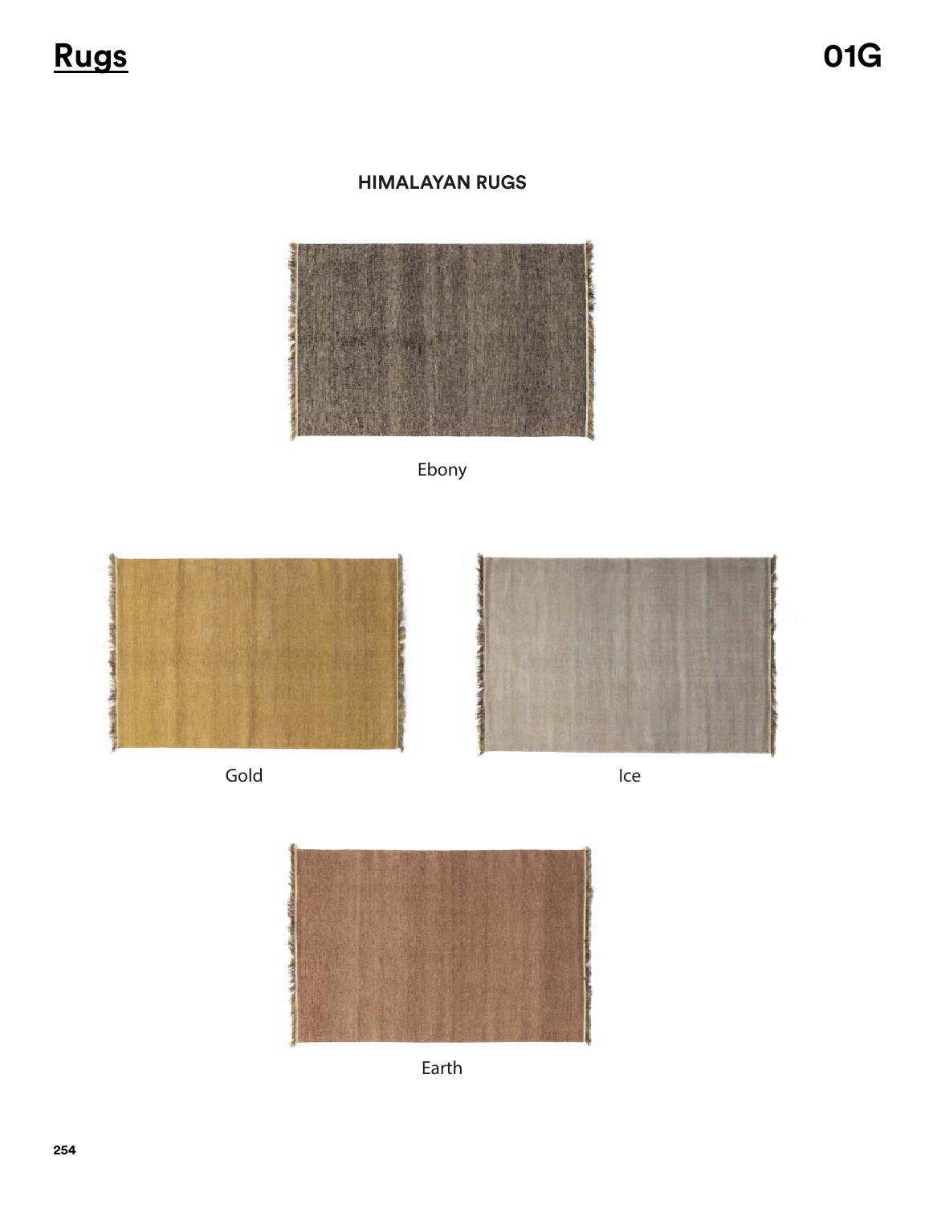# Rugs

## 01G

### HIMALAYAN RUGS

Ebony

Gold

Ice

Earth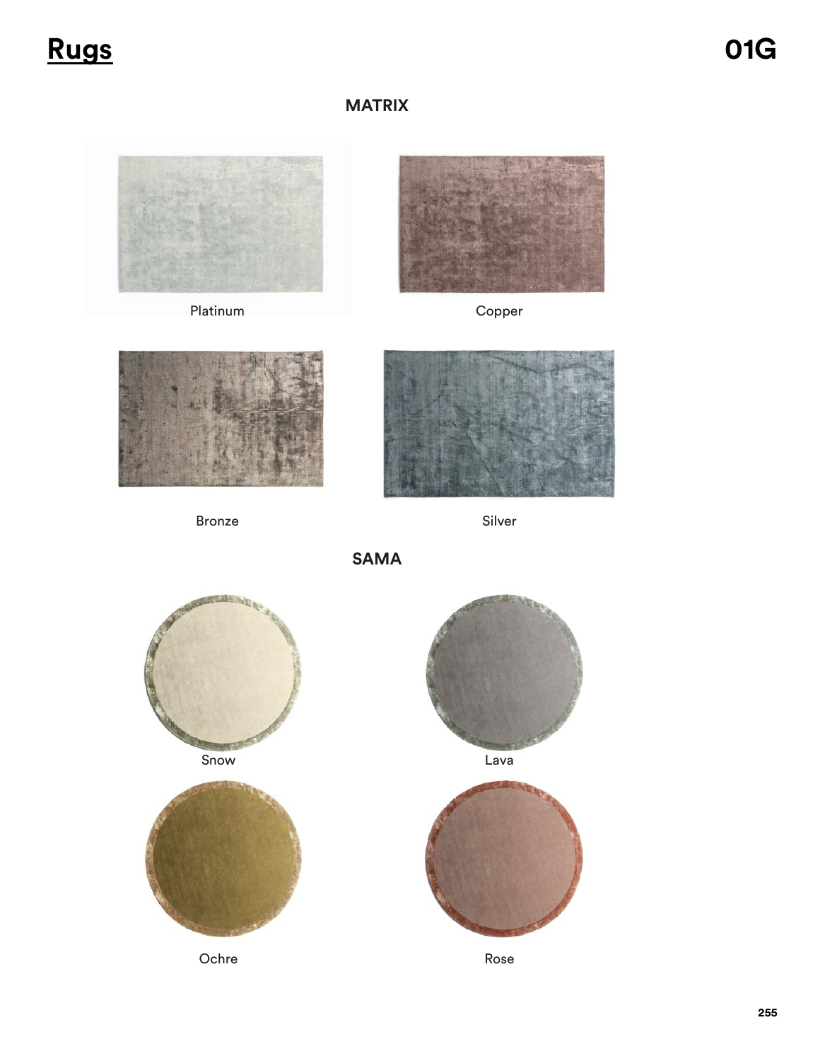# Rugs

01G

## MATRIX

Platinum

Copper

Bronze

Silver

## SAMA

Snow

Lava

Ochre

Rose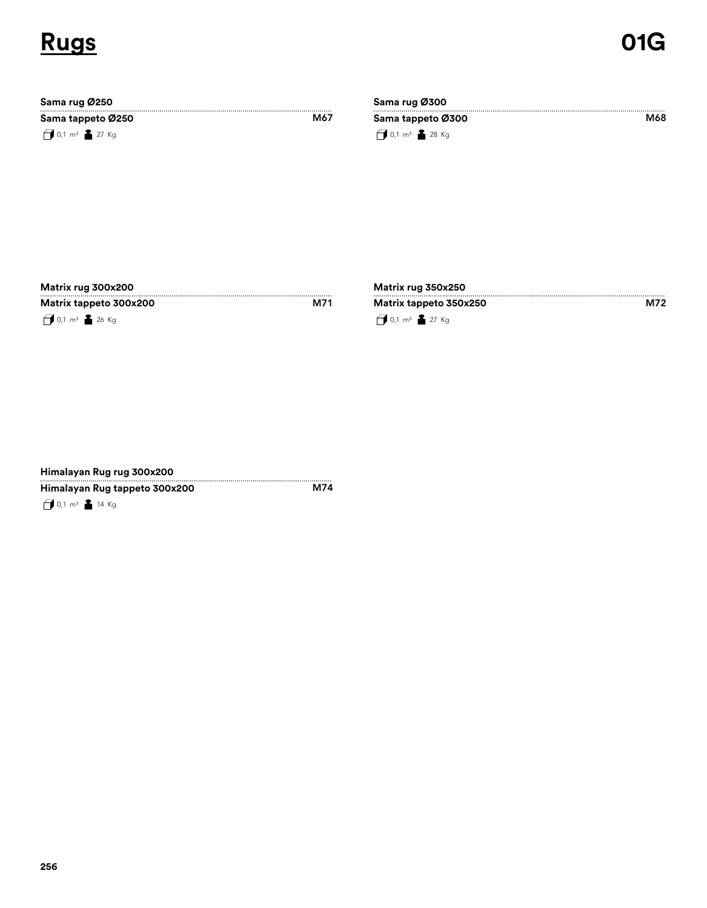# Rugs

## 01G

**Sama rug Ø250**

**Sama tappeto Ø250** M67

0,1 m³ 27 Kg

**Sama rug Ø300**

**Sama tappeto Ø300** M68

0,1 m³ 28 Kg

**Matrix rug 300x200**

**Matrix tappeto 300x200** M71

0,1 m³ 26 Kg

**Matrix rug 350x250**

**Matrix tappeto 350x250** M72

0,1 m³ 27 Kg

**Himalayan Rug rug 300x200**

**Himalayan Rug tappeto 300x200** M74

0,1 m³ 14 Kg